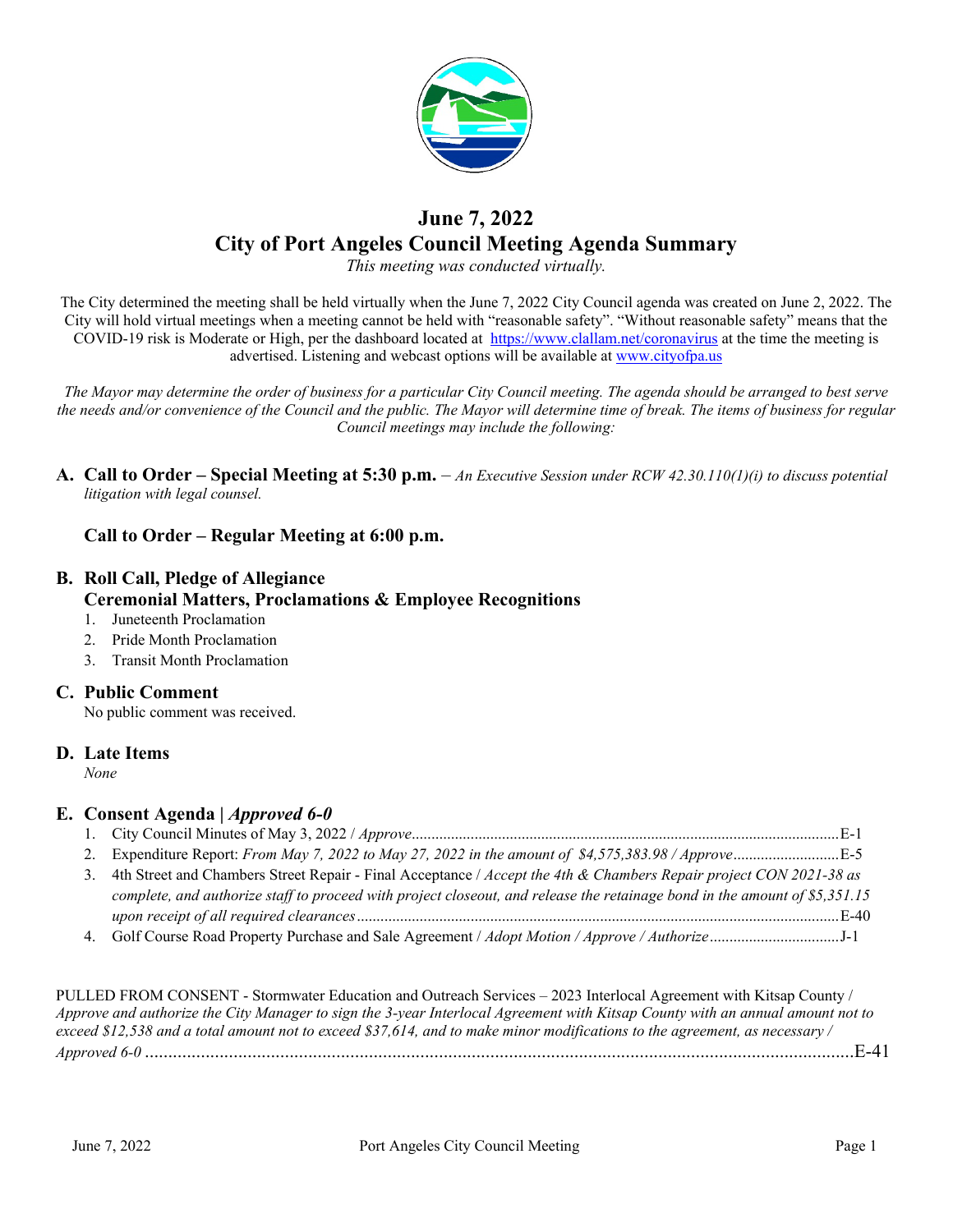# June 7, 2022
# City of Port Angeles Council Meeting Agenda Summary

*This meeting was conducted virtually.*

The City determined the meeting shall be held virtually when the June 7, 2022 City Council agenda was created on June 2, 2022. The City will hold virtual meetings when a meeting cannot be held with "reasonable safety". "Without reasonable safety" means that the COVID-19 risk is Moderate or High, per the dashboard located at https://www.clallam.net/coronavirus at the time the meeting is advertised. Listening and webcast options will be available at www.cityofpa.us

*The Mayor may determine the order of business for a particular City Council meeting. The agenda should be arranged to best serve the needs and/or convenience of the Council and the public. The Mayor will determine time of break. The items of business for regular Council meetings may include the following:*

## A. Call to Order – Special Meeting at 5:30 p.m. – *An Executive Session under RCW 42.30.110(1)(i) to discuss potential litigation with legal counsel.*

### Call to Order – Regular Meeting at 6:00 p.m.

## B. Roll Call, Pledge of Allegiance
## Ceremonial Matters, Proclamations & Employee Recognitions

1. Juneteenth Proclamation
2. Pride Month Proclamation
3. Transit Month Proclamation

## C. Public Comment

No public comment was received.

## D. Late Items

*None*

## E. Consent Agenda | *Approved 6-0*

1. City Council Minutes of May 3, 2022 / *Approve*............E-1
2. Expenditure Report: *From May 7, 2022 to May 27, 2022 in the amount of $4,575,383.98 / Approve*............E-5
3. 4th Street and Chambers Street Repair - Final Acceptance / *Accept the 4th & Chambers Repair project CON 2021-38 as complete, and authorize staff to proceed with project closeout, and release the retainage bond in the amount of $5,351.15 upon receipt of all required clearances*............E-40
4. Golf Course Road Property Purchase and Sale Agreement / *Adopt Motion / Approve / Authorize*............J-1

PULLED FROM CONSENT - Stormwater Education and Outreach Services – 2023 Interlocal Agreement with Kitsap County / *Approve and authorize the City Manager to sign the 3-year Interlocal Agreement with Kitsap County with an annual amount not to exceed $12,538 and a total amount not to exceed $37,614, and to make minor modifications to the agreement, as necessary / Approved 6-0*............E-41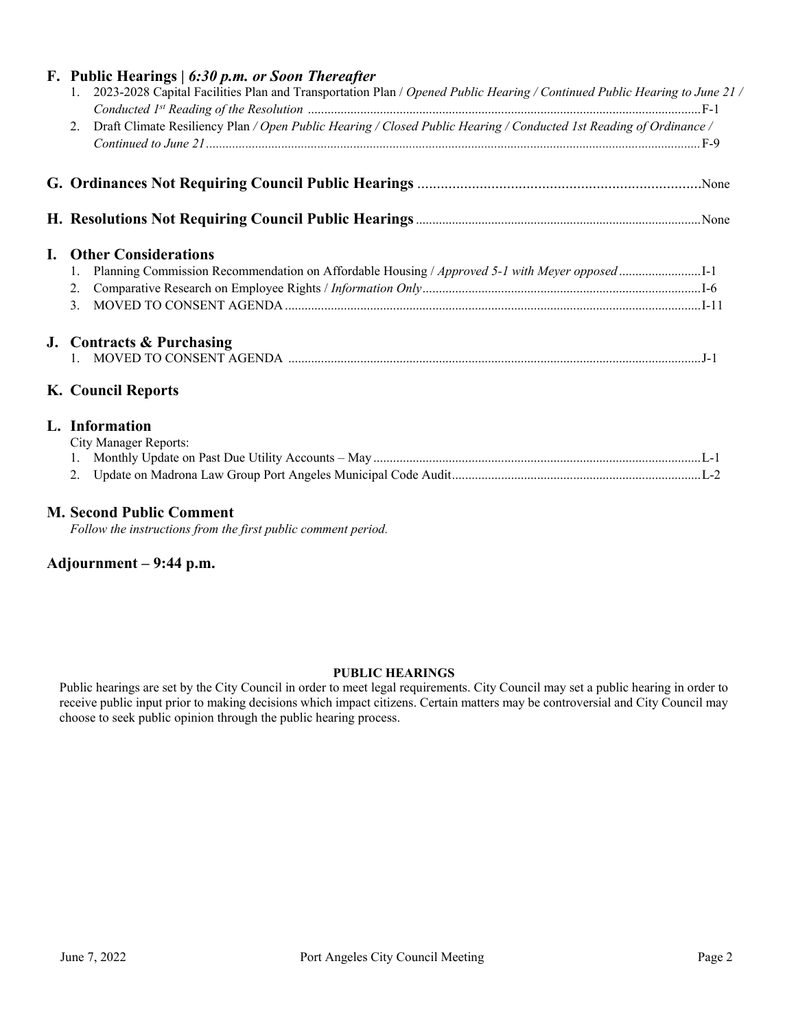## F. Public Hearings | *6:30 p.m. or Soon Thereafter*

1. 2023-2028 Capital Facilities Plan and Transportation Plan / *Opened Public Hearing / Continued Public Hearing to June 21 / Conducted 1st Reading of the Resolution* ....................................................................................................................... F-1
2. Draft Climate Resiliency Plan */ Open Public Hearing / Closed Public Hearing / Conducted 1st Reading of Ordinance / Continued to June 21* ..................................................................................................................................................... F-9

## G. Ordinances Not Requiring Council Public Hearings ......................................................................... None

## H. Resolutions Not Requiring Council Public Hearings ..................................................................................... None

## I. Other Considerations

1. Planning Commission Recommendation on Affordable Housing / *Approved 5-1 with Meyer opposed* ......................... I-1
2. Comparative Research on Employee Rights / *Information Only* .................................................................................... I-6
3. MOVED TO CONSENT AGENDA ............................................................................................................................. I-11

## J. Contracts & Purchasing

1. MOVED TO CONSENT AGENDA ............................................................................................................................ J-1

## K. Council Reports

## L. Information

City Manager Reports:

1. Monthly Update on Past Due Utility Accounts – May .................................................................................................. L-1
2. Update on Madrona Law Group Port Angeles Municipal Code Audit ........................................................................... L-2

## M. Second Public Comment

*Follow the instructions from the first public comment period.*

## Adjournment – 9:44 p.m.

**PUBLIC HEARINGS**

Public hearings are set by the City Council in order to meet legal requirements. City Council may set a public hearing in order to receive public input prior to making decisions which impact citizens. Certain matters may be controversial and City Council may choose to seek public opinion through the public hearing process.